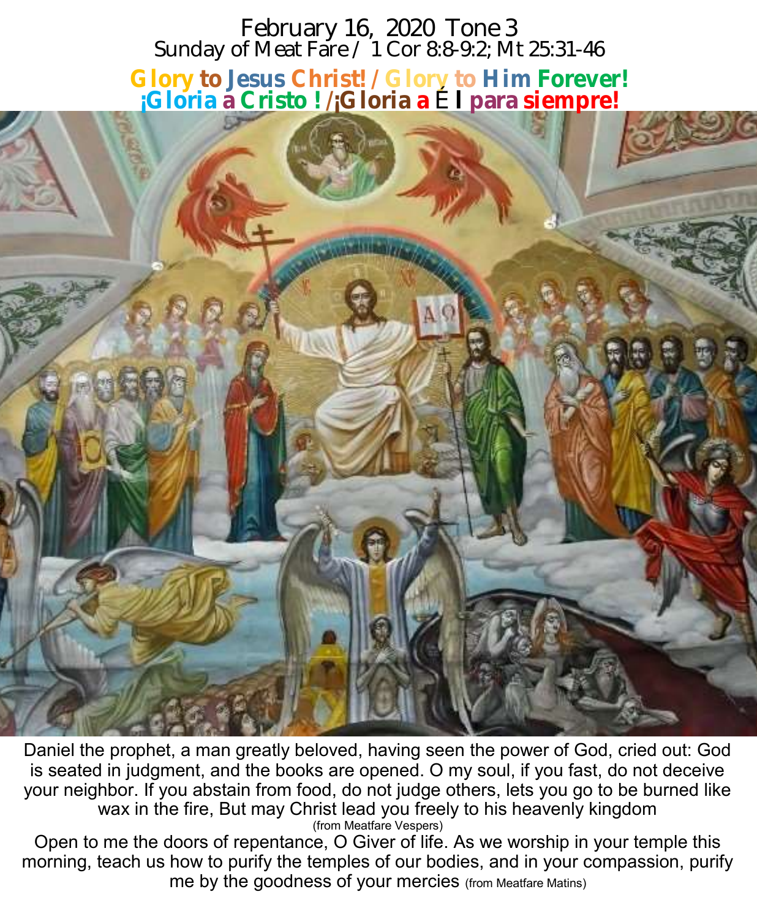# February 16, 2020 Tone 3

## Sunday of Meat Fare / 1 Cor 8:8-9:2; Mt 25:31-46

**Glory to Jesus Christ! / Glory to Him Forever!**

**¡Gloria a Cristo ! /¡Gloria a Él para siempre!**

Daniel the prophet, a man greatly beloved, having seen the power of God, cried out: God is seated in judgment, and the books are opened. O my soul, if you fast, do not deceive your neighbor. If you abstain from food, do not judge others, lets you go to be burned like wax in the fire, But may Christ lead you freely to his heavenly kingdom (from Meatfare Vespers)

Open to me the doors of repentance, O Giver of life. As we worship in your temple this morning, teach us how to purify the temples of our bodies, and in your compassion, purify me by the goodness of your mercies (from Meatfare Matins)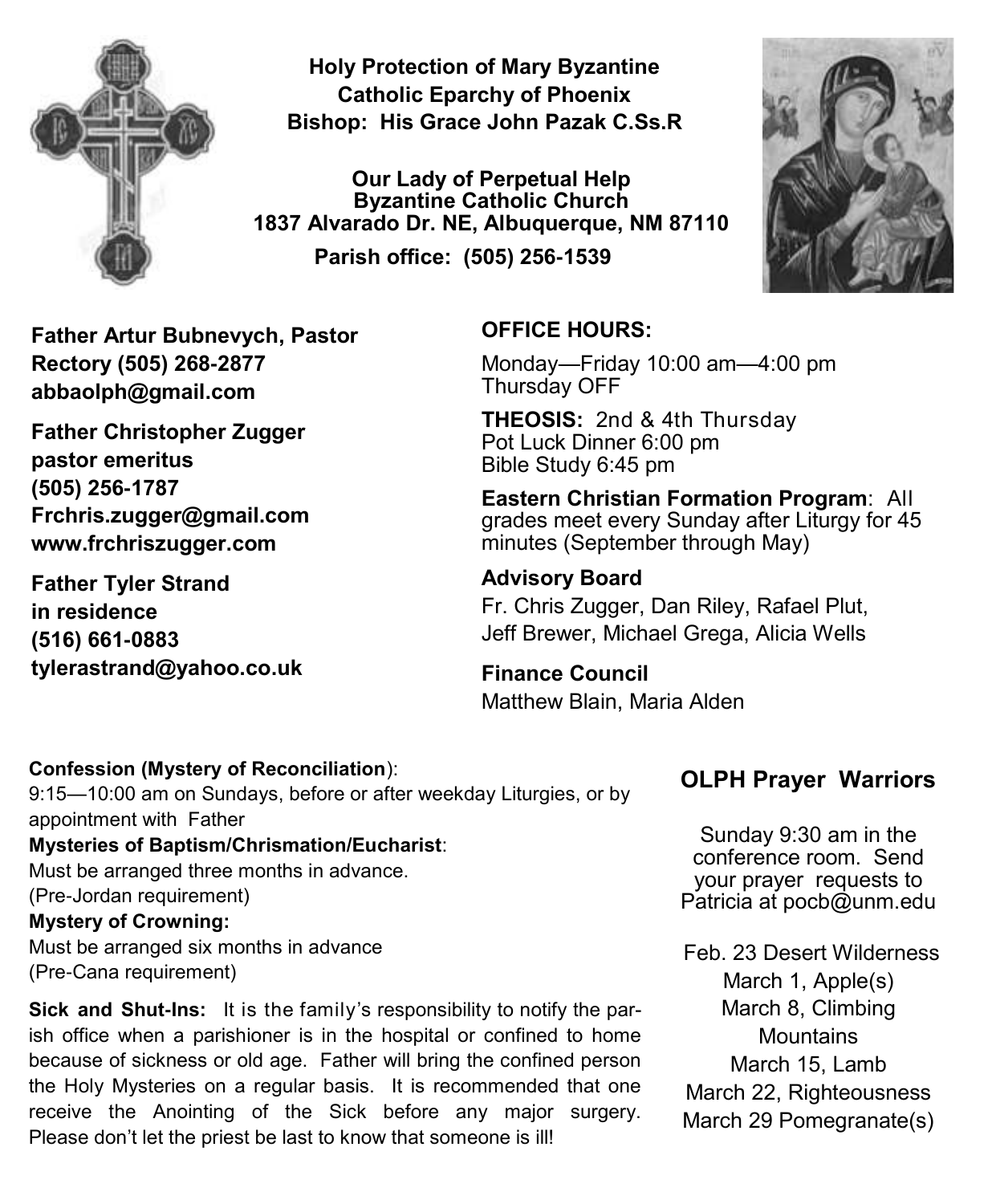**Holy Protection of Mary Byzantine Catholic Eparchy of Phoenix**
**Bishop: His Grace John Pazak C.Ss.R**

**Our Lady of Perpetual Help Byzantine Catholic Church**
**1837 Alvarado Dr. NE, Albuquerque, NM 87110**
**Parish office: (505) 256-1539**

**Father Artur Bubnevych, Pastor**
**Rectory (505) 268-2877**
**abbaolph@gmail.com**

**Father Christopher Zugger**
**pastor emeritus**
**(505) 256-1787**
**Frchris.zugger@gmail.com**
**www.frchriszugger.com**

**Father Tyler Strand**
**in residence**
**(516) 661-0883**
**tylerastrand@yahoo.co.uk**

**OFFICE HOURS:**

Monday—Friday 10:00 am—4:00 pm
Thursday OFF

**THEOSIS:** 2nd & 4th Thursday
Pot Luck Dinner 6:00 pm
Bible Study 6:45 pm

**Eastern Christian Formation Program**: All grades meet every Sunday after Liturgy for 45 minutes (September through May)

**Advisory Board**

Fr. Chris Zugger, Dan Riley, Rafael Plut, Jeff Brewer, Michael Grega, Alicia Wells

**Finance Council**

Matthew Blain, Maria Alden

**Confession (Mystery of Reconciliation**):
9:15—10:00 am on Sundays, before or after weekday Liturgies, or by appointment with Father

**Mysteries of Baptism/Chrismation/Eucharist**:
Must be arranged three months in advance.
(Pre-Jordan requirement)

**Mystery of Crowning:**
Must be arranged six months in advance
(Pre-Cana requirement)

**Sick and Shut-Ins:** It is the family's responsibility to notify the parish office when a parishioner is in the hospital or confined to home because of sickness or old age. Father will bring the confined person the Holy Mysteries on a regular basis. It is recommended that one receive the Anointing of the Sick before any major surgery. Please don't let the priest be last to know that someone is ill!

## OLPH Prayer Warriors

Sunday 9:30 am in the conference room. Send your prayer requests to Patricia at pocb@unm.edu

Feb. 23 Desert Wilderness
March 1, Apple(s)
March 8, Climbing Mountains
March 15, Lamb
March 22, Righteousness
March 29 Pomegranate(s)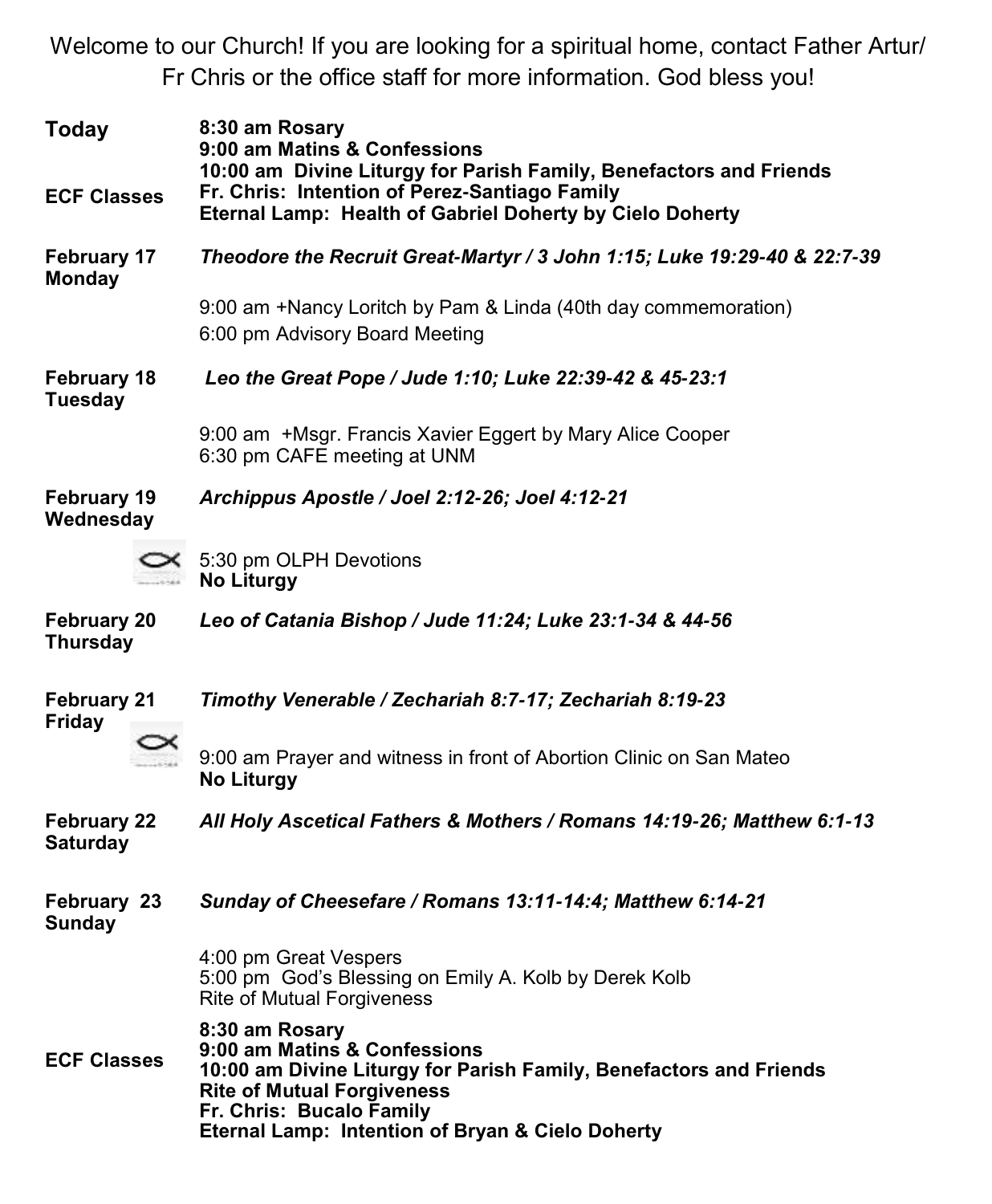Welcome to our Church! If you are looking for a spiritual home, contact Father Artur/ Fr Chris or the office staff for more information. God bless you!

| | |
|---|---|
| **Today** | **8:30 am Rosary** |
| | **9:00 am Matins & Confessions** |
| | **10:00 am Divine Liturgy for Parish Family, Benefactors and Friends** |
| **ECF Classes** | **Fr. Chris: Intention of Perez-Santiago Family** |
| | **Eternal Lamp: Health of Gabriel Doherty by Cielo Doherty** |
| **February 17 Monday** | *Theodore the Recruit Great-Martyr / 3 John 1:15; Luke 19:29-40 & 22:7-39* |
| | 9:00 am +Nancy Loritch by Pam & Linda (40th day commemoration) |
| | 6:00 pm Advisory Board Meeting |
| **February 18 Tuesday** | *Leo the Great Pope / Jude 1:10; Luke 22:39-42 & 45-23:1* |
| | 9:00 am +Msgr. Francis Xavier Eggert by Mary Alice Cooper |
| | 6:30 pm CAFE meeting at UNM |
| **February 19 Wednesday** | *Archippus Apostle / Joel 2:12-26; Joel 4:12-21* |
| | 5:30 pm OLPH Devotions |
| | **No Liturgy** |
| **February 20 Thursday** | *Leo of Catania Bishop / Jude 11:24; Luke 23:1-34 & 44-56* |
| **February 21 Friday** | *Timothy Venerable / Zechariah 8:7-17; Zechariah 8:19-23* |
| | 9:00 am Prayer and witness in front of Abortion Clinic on San Mateo |
| | **No Liturgy** |
| **February 22 Saturday** | *All Holy Ascetical Fathers & Mothers / Romans 14:19-26; Matthew 6:1-13* |
| **February 23 Sunday** | *Sunday of Cheesefare / Romans 13:11-14:4; Matthew 6:14-21* |
| | 4:00 pm Great Vespers |
| | 5:00 pm God's Blessing on Emily A. Kolb by Derek Kolb |
| | Rite of Mutual Forgiveness |
| | **8:30 am Rosary** |
| | **9:00 am Matins & Confessions** |
| **ECF Classes** | **10:00 am Divine Liturgy for Parish Family, Benefactors and Friends** |
| | **Rite of Mutual Forgiveness** |
| | **Fr. Chris: Bucalo Family** |
| | **Eternal Lamp: Intention of Bryan & Cielo Doherty** |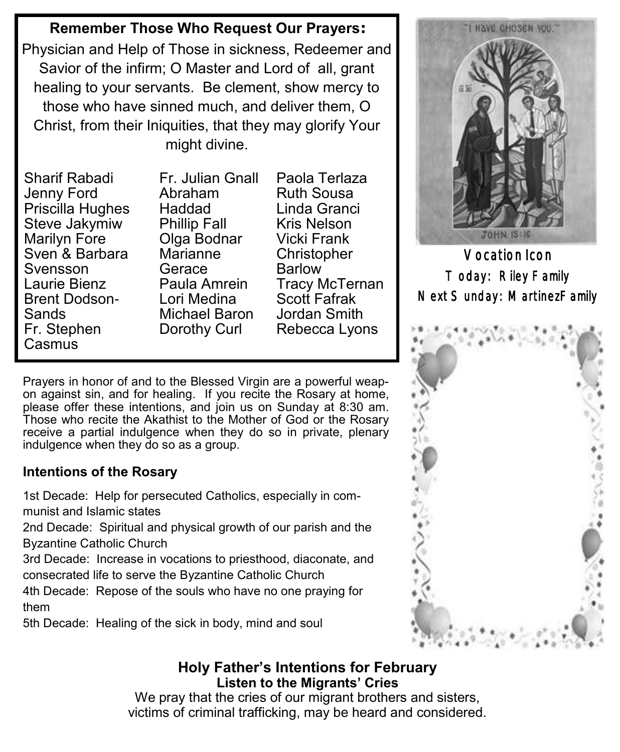## Remember Those Who Request Our Prayers:

Physician and Help of Those in sickness, Redeemer and Savior of the infirm; O Master and Lord of all, grant healing to your servants. Be clement, show mercy to those who have sinned much, and deliver them, O Christ, from their Iniquities, that they may glorify Your might divine.

Sharif Rabadi
Jenny Ford
Priscilla Hughes
Steve Jakymiw
Marilyn Fore
Sven & Barbara Svensson
Laurie Bienz
Brent Dodson-Sands
Fr. Stephen Casmus
Fr. Julian Gnall
Abraham Haddad
Phillip Fall
Olga Bodnar
Marianne Gerace
Paula Amrein
Lori Medina
Michael Baron
Dorothy Curl
Paola Terlaza
Ruth Sousa
Linda Granci
Kris Nelson
Vicki Frank
Christopher Barlow
Tracy McTernan
Scott Fafrak
Jordan Smith
Rebecca Lyons

Prayers in honor of and to the Blessed Virgin are a powerful weapon against sin, and for healing. If you recite the Rosary at home, please offer these intentions, and join us on Sunday at 8:30 am. Those who recite the Akathist to the Mother of God or the Rosary receive a partial indulgence when they do so in private, plenary indulgence when they do so as a group.

### Intentions of the Rosary

1st Decade: Help for persecuted Catholics, especially in communist and Islamic states
2nd Decade: Spiritual and physical growth of our parish and the Byzantine Catholic Church
3rd Decade: Increase in vocations to priesthood, diaconate, and consecrated life to serve the Byzantine Catholic Church
4th Decade: Repose of the souls who have no one praying for them
5th Decade: Healing of the sick in body, mind and soul

**Vocation Icon**
Today: Riley Family
Next Sunday: Martinez Family

## Holy Father's Intentions for February

### Listen to the Migrants' Cries

We pray that the cries of our migrant brothers and sisters, victims of criminal trafficking, may be heard and considered.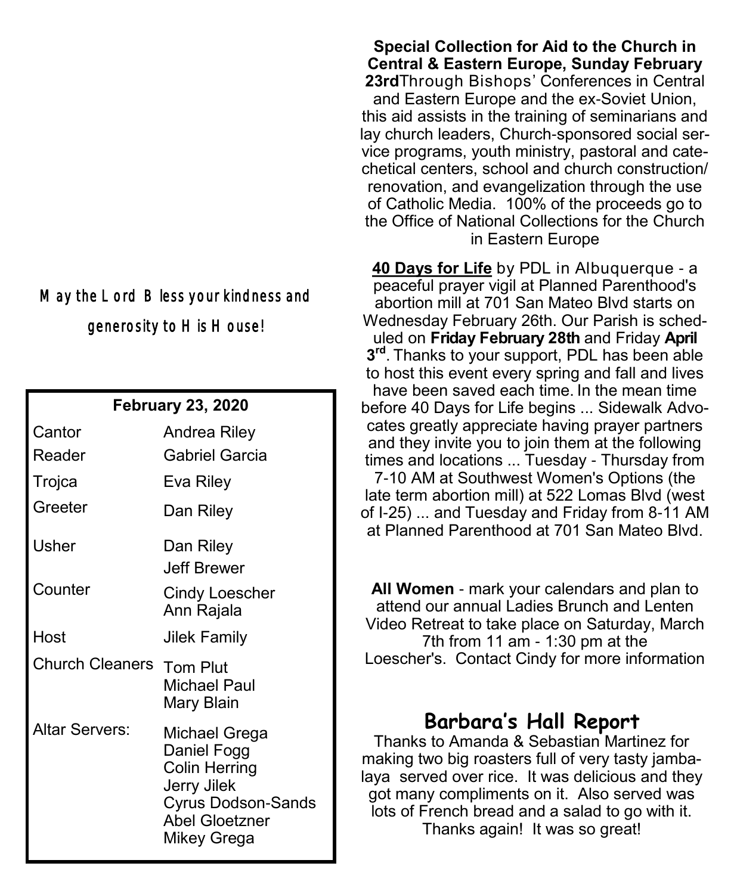May the Lord Bless your kindness and generosity to His House!

| February 23, 2020 | |
|---|---|
| Cantor | Andrea Riley |
| Reader | Gabriel Garcia |
| Trojca | Eva Riley |
| Greeter | Dan Riley |
| Usher | Dan Riley<br>Jeff Brewer |
| Counter | Cindy Loescher<br>Ann Rajala |
| Host | Jilek Family |
| Church Cleaners | Tom Plut<br>Michael Paul<br>Mary Blain |
| Altar Servers: | Michael Grega<br>Daniel Fogg<br>Colin Herring<br>Jerry Jilek<br>Cyrus Dodson-Sands<br>Abel Gloetzner<br>Mikey Grega |

**Special Collection for Aid to the Church in Central & Eastern Europe, Sunday February 23rd**Through Bishops' Conferences in Central and Eastern Europe and the ex-Soviet Union, this aid assists in the training of seminarians and lay church leaders, Church-sponsored social service programs, youth ministry, pastoral and catechetical centers, school and church construction/ renovation, and evangelization through the use of Catholic Media. 100% of the proceeds go to the Office of National Collections for the Church in Eastern Europe

**40 Days for Life** by PDL in Albuquerque - a peaceful prayer vigil at Planned Parenthood's abortion mill at 701 San Mateo Blvd starts on Wednesday February 26th. Our Parish is scheduled on **Friday February 28th** and Friday **April 3rd**. Thanks to your support, PDL has been able to host this event every spring and fall and lives have been saved each time. In the mean time before 40 Days for Life begins ... Sidewalk Advocates greatly appreciate having prayer partners and they invite you to join them at the following times and locations ... Tuesday - Thursday from 7-10 AM at Southwest Women's Options (the late term abortion mill) at 522 Lomas Blvd (west of I-25) ... and Tuesday and Friday from 8-11 AM at Planned Parenthood at 701 San Mateo Blvd.

**All Women** - mark your calendars and plan to attend our annual Ladies Brunch and Lenten Video Retreat to take place on Saturday, March 7th from 11 am - 1:30 pm at the Loescher's. Contact Cindy for more information

## Barbara's Hall Report

Thanks to Amanda & Sebastian Martinez for making two big roasters full of very tasty jambalaya served over rice. It was delicious and they got many compliments on it. Also served was lots of French bread and a salad to go with it. Thanks again! It was so great!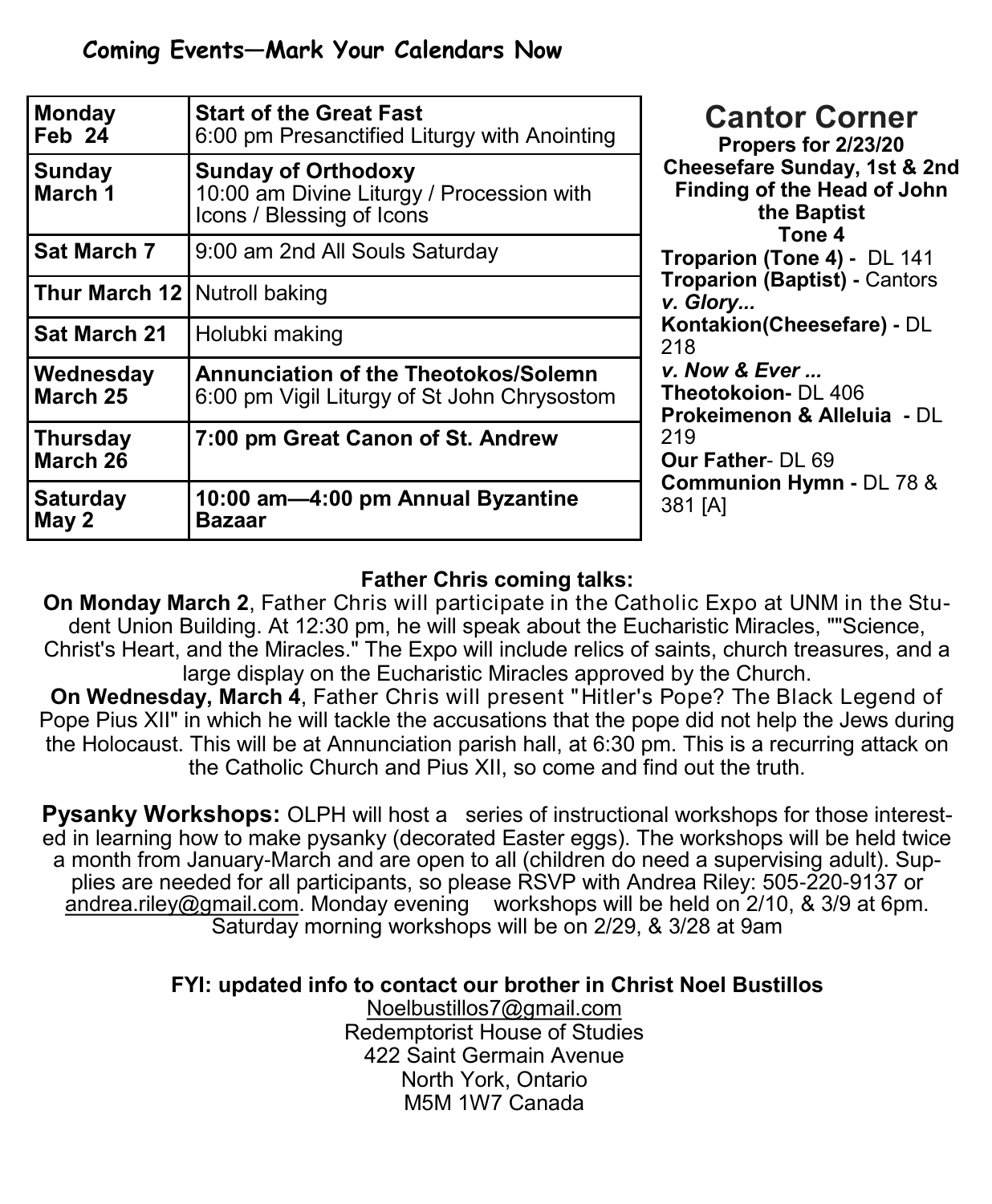## Coming Events—Mark Your Calendars Now

| | |
|---|---|
| **Monday Feb 24** | **Start of the Great Fast** 6:00 pm Presanctified Liturgy with Anointing |
| **Sunday March 1** | **Sunday of Orthodoxy** 10:00 am Divine Liturgy / Procession with Icons / Blessing of Icons |
| **Sat March 7** | 9:00 am 2nd All Souls Saturday |
| **Thur March 12** | Nutroll baking |
| **Sat March 21** | Holubki making |
| **Wednesday March 25** | **Annunciation of the Theotokos/Solemn** 6:00 pm Vigil Liturgy of St John Chrysostom |
| **Thursday March 26** | **7:00 pm Great Canon of St. Andrew** |
| **Saturday May 2** | **10:00 am—4:00 pm Annual Byzantine Bazaar** |

## Cantor Corner

**Propers for 2/23/20**
**Cheesefare Sunday, 1st & 2nd Finding of the Head of John the Baptist**
**Tone 4**

**Troparion (Tone 4) -** DL 141
**Troparion (Baptist) -** Cantors
***v. Glory...***
**Kontakion(Cheesefare) -** DL 218
***v. Now & Ever ...***
**Theotokoion-** DL 406
**Prokeimenon & Alleluia -** DL 219
**Our Father**- DL 69
**Communion Hymn -** DL 78 & 381 [A]

**Father Chris coming talks:**

**On Monday March 2**, Father Chris will participate in the Catholic Expo at UNM in the Student Union Building. At 12:30 pm, he will speak about the Eucharistic Miracles, ""Science, Christ's Heart, and the Miracles." The Expo will include relics of saints, church treasures, and a large display on the Eucharistic Miracles approved by the Church.

**On Wednesday, March 4**, Father Chris will present "Hitler's Pope? The Black Legend of Pope Pius XII" in which he will tackle the accusations that the pope did not help the Jews during the Holocaust. This will be at Annunciation parish hall, at 6:30 pm. This is a recurring attack on the Catholic Church and Pius XII, so come and find out the truth.

**Pysanky Workshops:** OLPH will host a series of instructional workshops for those interested in learning how to make pysanky (decorated Easter eggs). The workshops will be held twice a month from January-March and are open to all (children do need a supervising adult). Supplies are needed for all participants, so please RSVP with Andrea Riley: 505-220-9137 or andrea.riley@gmail.com. Monday evening workshops will be held on 2/10, & 3/9 at 6pm. Saturday morning workshops will be on 2/29, & 3/28 at 9am

**FYI: updated info to contact our brother in Christ Noel Bustillos**

Noelbustillos7@gmail.com
Redemptorist House of Studies
422 Saint Germain Avenue
North York, Ontario
M5M 1W7 Canada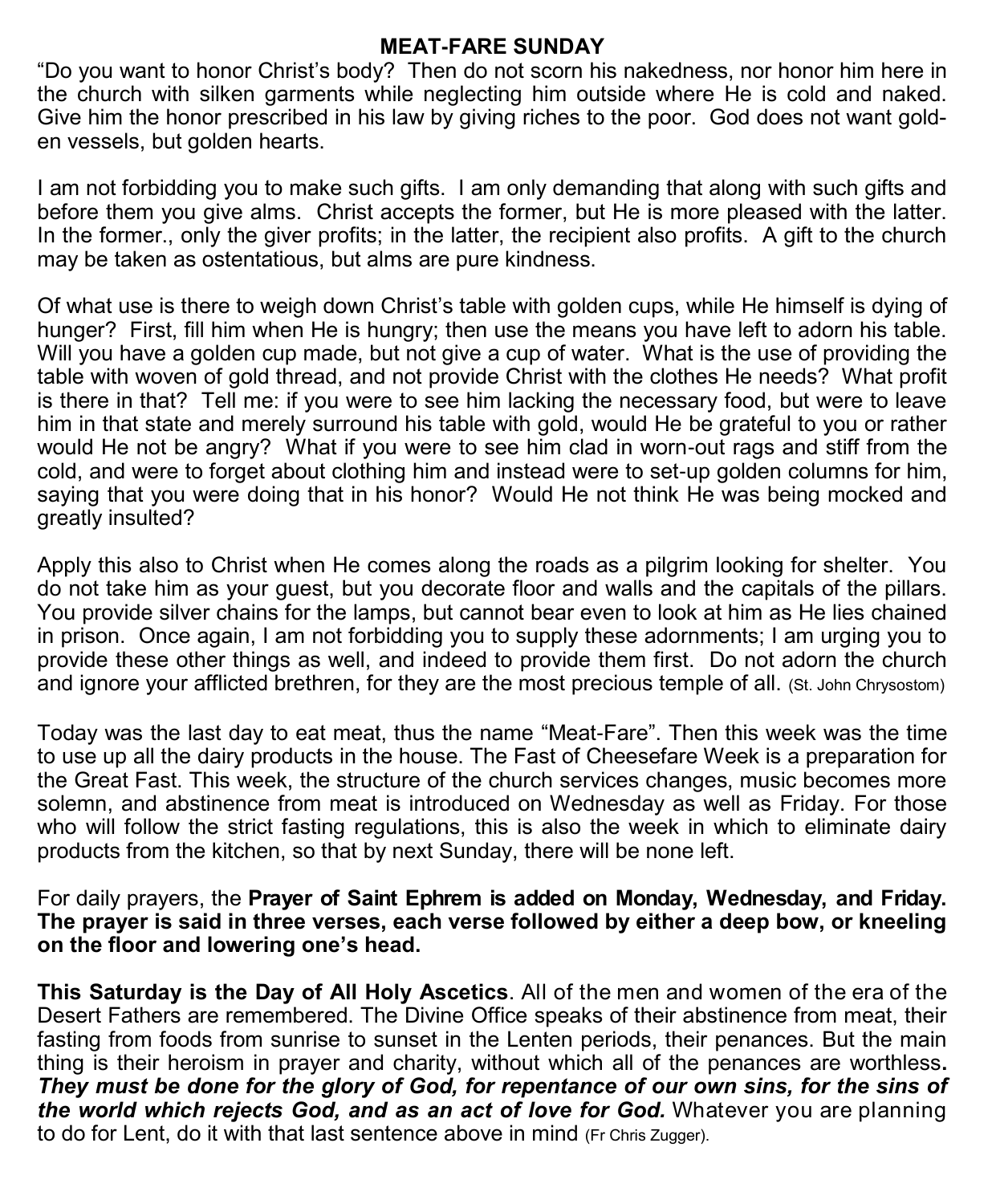## MEAT-FARE SUNDAY

"Do you want to honor Christ's body? Then do not scorn his nakedness, nor honor him here in the church with silken garments while neglecting him outside where He is cold and naked. Give him the honor prescribed in his law by giving riches to the poor. God does not want golden vessels, but golden hearts.

I am not forbidding you to make such gifts. I am only demanding that along with such gifts and before them you give alms. Christ accepts the former, but He is more pleased with the latter. In the former., only the giver profits; in the latter, the recipient also profits. A gift to the church may be taken as ostentatious, but alms are pure kindness.

Of what use is there to weigh down Christ's table with golden cups, while He himself is dying of hunger? First, fill him when He is hungry; then use the means you have left to adorn his table. Will you have a golden cup made, but not give a cup of water. What is the use of providing the table with woven of gold thread, and not provide Christ with the clothes He needs? What profit is there in that? Tell me: if you were to see him lacking the necessary food, but were to leave him in that state and merely surround his table with gold, would He be grateful to you or rather would He not be angry? What if you were to see him clad in worn-out rags and stiff from the cold, and were to forget about clothing him and instead were to set-up golden columns for him, saying that you were doing that in his honor? Would He not think He was being mocked and greatly insulted?

Apply this also to Christ when He comes along the roads as a pilgrim looking for shelter. You do not take him as your guest, but you decorate floor and walls and the capitals of the pillars. You provide silver chains for the lamps, but cannot bear even to look at him as He lies chained in prison. Once again, I am not forbidding you to supply these adornments; I am urging you to provide these other things as well, and indeed to provide them first. Do not adorn the church and ignore your afflicted brethren, for they are the most precious temple of all. (St. John Chrysostom)

Today was the last day to eat meat, thus the name "Meat-Fare". Then this week was the time to use up all the dairy products in the house. The Fast of Cheesefare Week is a preparation for the Great Fast. This week, the structure of the church services changes, music becomes more solemn, and abstinence from meat is introduced on Wednesday as well as Friday. For those who will follow the strict fasting regulations, this is also the week in which to eliminate dairy products from the kitchen, so that by next Sunday, there will be none left.

For daily prayers, the **Prayer of Saint Ephrem is added on Monday, Wednesday, and Friday. The prayer is said in three verses, each verse followed by either a deep bow, or kneeling on the floor and lowering one's head.**

**This Saturday is the Day of All Holy Ascetics**. All of the men and women of the era of the Desert Fathers are remembered. The Divine Office speaks of their abstinence from meat, their fasting from foods from sunrise to sunset in the Lenten periods, their penances. But the main thing is their heroism in prayer and charity, without which all of the penances are worthless**.** ***They must be done for the glory of God, for repentance of our own sins, for the sins of the world which rejects God, and as an act of love for God.*** Whatever you are planning to do for Lent, do it with that last sentence above in mind (Fr Chris Zugger).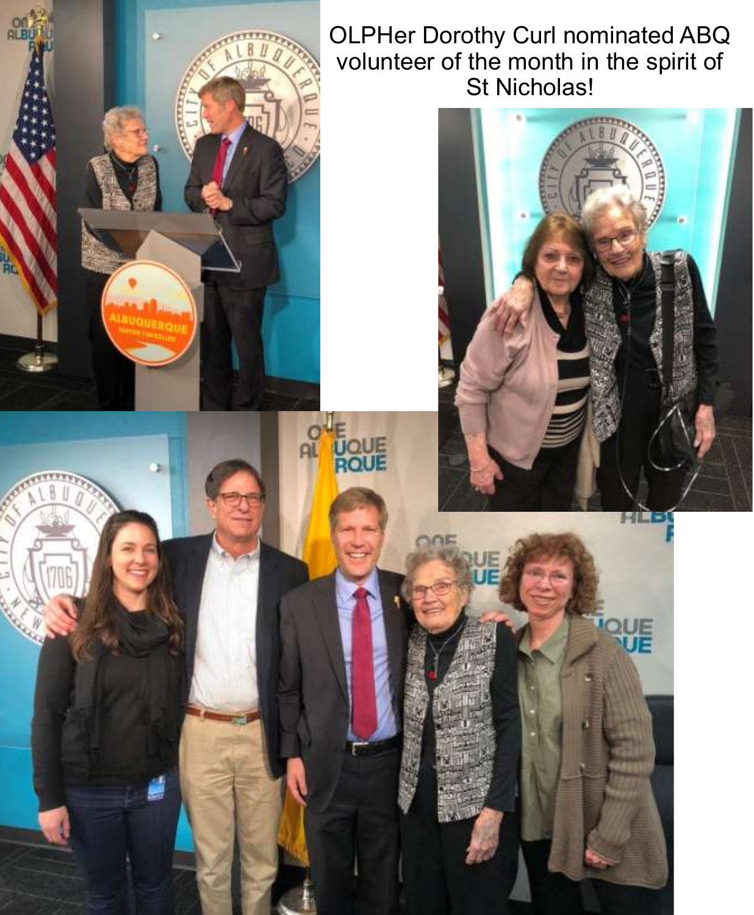OLPHer Dorothy Curl nominated ABQ volunteer of the month in the spirit of St Nicholas!